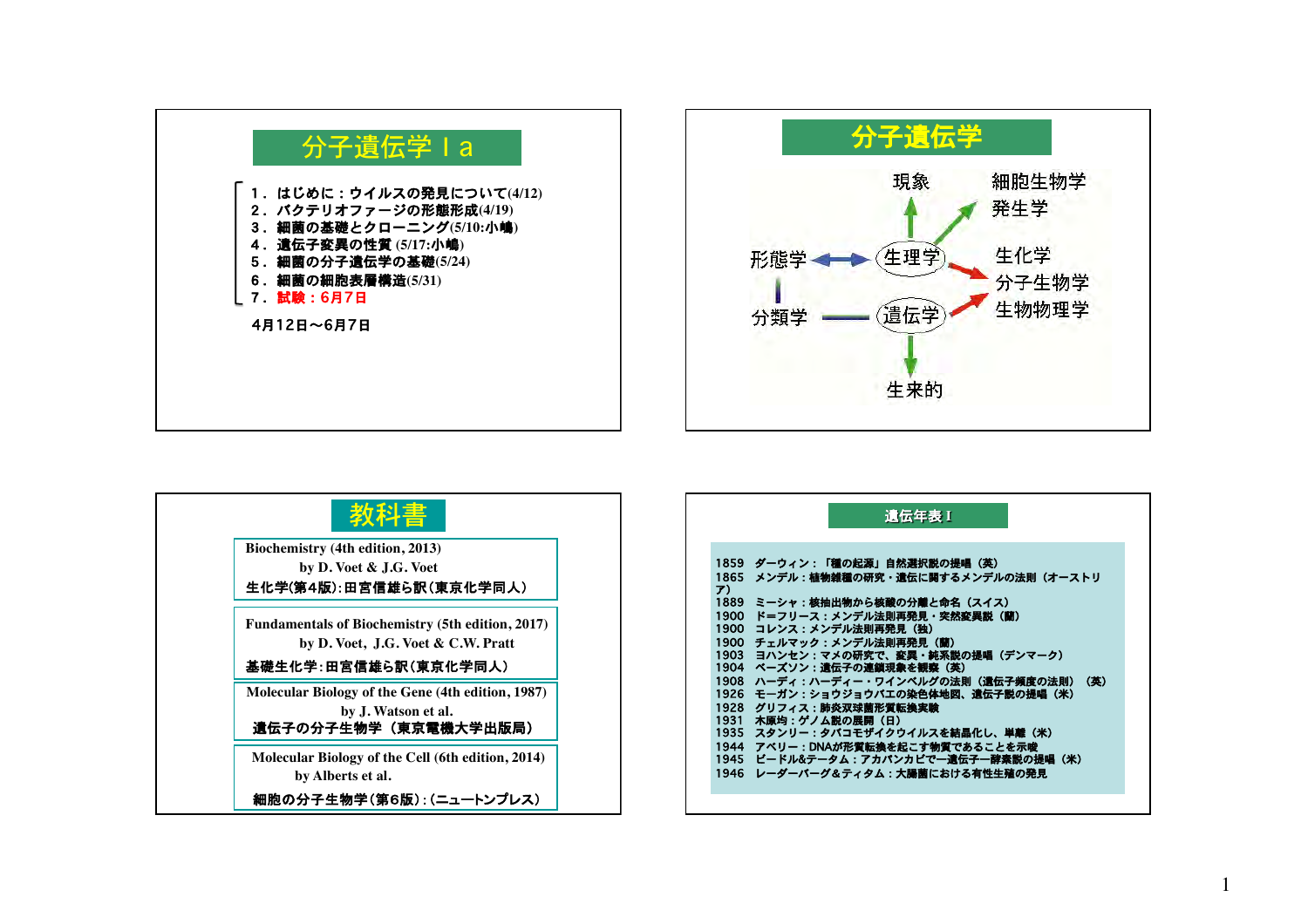# 分子遺伝学Ｉa

1．はじめに：ウイルスの発見について(4/12)
2．バクテリオファージの形態形成(4/19)
3．細菌の基礎とクローニング(5/10:小嶋)
4．遺伝子変異の性質 (5/17:小嶋)
5．細菌の分子遺伝学の基礎(5/24)
6．細菌の細胞表層構造(5/31)
7．**試験：6月7日**

4月12日〜6月7日

# 分子遺伝学

現象

細胞生物学
発生学

形態学 ↔ 生理学

生化学
分子生物学
生物物理学

分類学 — 遺伝学

生来的

# 教科書

Biochemistry (4th edition, 2013)
by D. Voet & J.G. Voet
生化学(第4版):田宮信雄ら訳(東京化学同人)

Fundamentals of Biochemistry (5th edition, 2017)
by D. Voet, J.G. Voet & C.W. Pratt
基礎生化学:田宮信雄ら訳(東京化学同人)

Molecular Biology of the Gene (4th edition, 1987)
by J. Watson et al.
遺伝子の分子生物学（東京電機大学出版局）

Molecular Biology of the Cell (6th edition, 2014)
by Alberts et al.
細胞の分子生物学(第6版):(ニュートンプレス)

# 遺伝年表Ｉ

1859 ダーウィン：「種の起源」自然選択説の提唱（英）
1865 メンデル：植物雑種の研究・遺伝に関するメンデルの法則（オーストリア）
1889 ミーシャ：核抽出物から核酸の分離と命名（スイス）
1900 ド=フリース：メンデル法則再発見・突然変異説（蘭）
1900 コレンス：メンデル法則再発見（独）
1900 チェルマック：メンデル法則再発見（蘭）
1903 ヨハンセン：マメの研究で、変異・純系説の提唱（デンマーク）
1904 ベーズソン：遺伝子の連鎖現象を観察（英）
1908 ハーディ：ハーディー・ワインベルグの法則（遺伝子頻度の法則）（英）
1926 モーガン：ショウジョウバエの染色体地図、遺伝子説の提唱（米）
1928 グリフィス：肺炎双球菌形質転換実験
1931 木原均：ゲノム説の展開（日）
1935 スタンリー：タバコモザイクウイルスを結晶化し、単離（米）
1944 アベリー：DNAが形質転換を起こす物質であることを示唆
1945 ビードル&テータム：アカパンカビで一遺伝子一酵素説の提唱（米）
1946 レーダーバーグ&ティタム：大腸菌における有性生殖の発見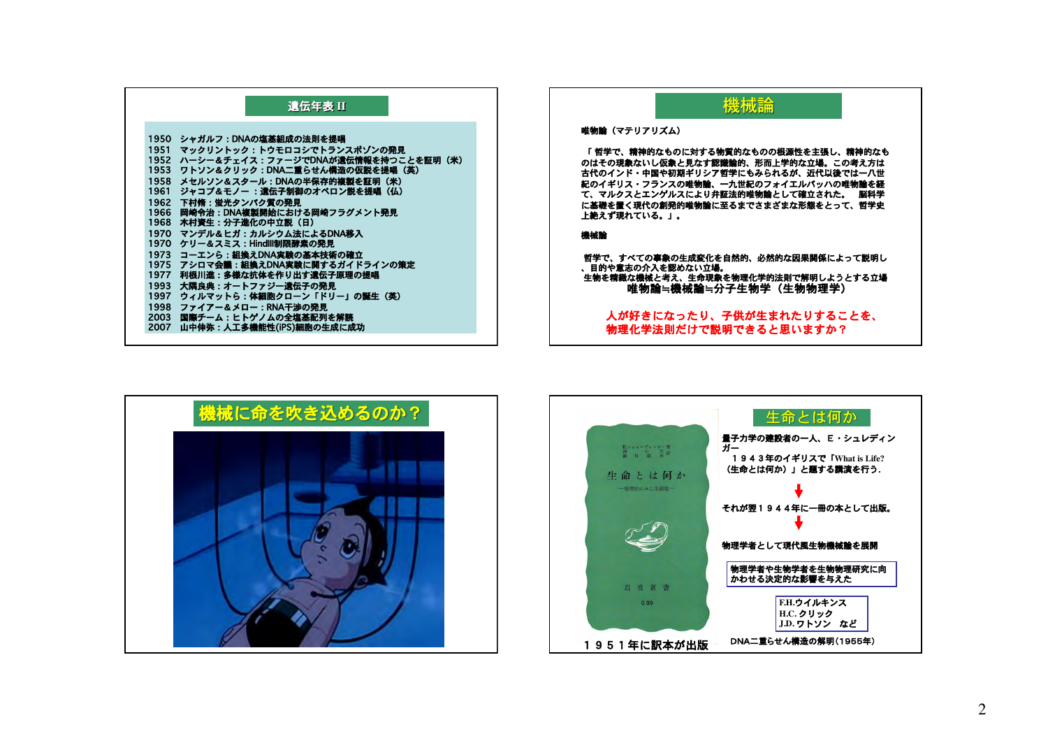## 遺伝年表 II

- 1950 シャガルフ：DNAの塩基組成の法則を提唱
- 1951 マックリントック：トウモロコシでトランスポゾンの発見
- 1952 ハーシー＆チェイス：ファージでDNAが遺伝情報を持つことを証明（米）
- 1953 ワトソン＆クリック：DNA二重らせん構造の仮説を提唱（英）
- 1958 メセルソン＆スタール：DNAの半保存的複製を証明（米）
- 1961 ジャコブ＆モノー ：遺伝子制御のオペロン説を提唱（仏）
- 1962 下村脩：蛍光タンパク質の発見
- 1966 岡崎令治：DNA複製開始における岡崎フラグメント発見
- 1968 木村資生：分子進化の中立説（日）
- 1970 マンデル＆ヒガ：カルシウム法によるDNA移入
- 1970 ケリー＆スミス：HindIII制限酵素の発見
- 1973 コーエンら：組換えDNA実験の基本技術の確立
- 1975 アシロマ会議：組換えDNA実験に関するガイドラインの策定
- 1977 利根川進：多様な抗体を作り出す遺伝子原理の提唱
- 1993 大隅良典：オートファジー遺伝子の発見
- 1997 ウィルマットら：体細胞クローン「ドリー」の誕生（英）
- 1998 ファイアー＆メロー：RNA干渉の発見
- 2003 国際チーム：ヒトゲノムの全塩基配列を解読
- 2007 山中伸弥：人工多機能性(iPS)細胞の生成に成功

## 機械論

**唯物論（マテリアリズム）**

「 哲学で、精神的なものに対する物質的なものの根源性を主張し、精神的なものはその現象ないし仮象と見なす認識論的、形而上学的な立場。この考え方は古代のインド・中国や初期ギリシア哲学にもみられるが、近代以後では一八世紀のイギリス・フランスの唯物論、一九世紀のフォイエルバッハの唯物論を経て、マルクスとエンゲルスにより弁証法的唯物論として確立された。 脳科学に基礎を置く現代の創発的唯物論に至るまでさまざまな形態をとって、哲学史上絶えず現れている。」。

**機械論**

哲学で、すべての事象の生成変化を自然的、必然的な因果関係によって説明し、目的や意志の介入を認めない立場。
生物を精緻な機械と考え、生命現象を物理化学的法則で解明しようとする立場

**唯物論≒機械論≒分子生物学（生物物理学）**

**人が好きになったり、子供が生まれたりすることを、物理化学法則だけで説明できると思いますか？**

## 機械に命を吹き込めるのか？

## 生命とは何か

1951年に訳本が出版

量子力学の建設者の一人、E・シュレディンガー

1943年のイギリスで「What is Life?（生命とは何か）」と題する講演を行う.

↓

それが翌1944年に一冊の本として出版。

↓

物理学者として現代風生物機械論を展開

物理学者や生物学者を生物物理研究に向かわせる決定的な影響を与えた

F.H.ウイルキンス
H.C.クリック
J.D.ワトソン など

DNA二重らせん構造の解明(1955年)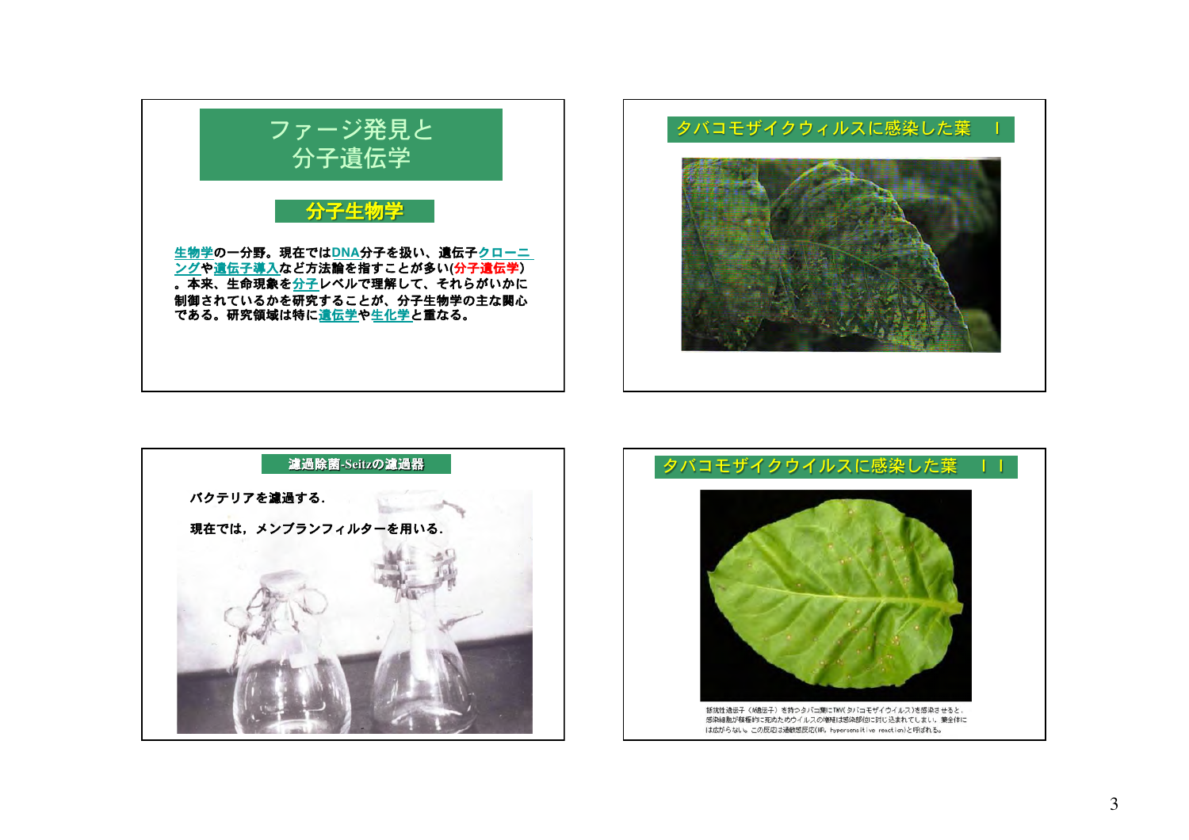## ファージ発見と分子遺伝学

### 分子生物学

生物学の一分野。現在ではDNA分子を扱い、遺伝子クローニングや遺伝子導入など方法論を指すことが多い(分子遺伝学)。本来、生命現象を分子レベルで理解して、それらがいかに制御されているかを研究することが、分子生物学の主な関心である。研究領域は特に遺伝学や生化学と重なる。

## タバコモザイクウィルスに感染した葉 Ｉ

## 濾過除菌-Seitzの濾過器

バクテリアを濾過する.

現在では，メンブランフィルターを用いる.

## タバコモザイクウイルスに感染した葉 ＩＩ

抵抗性遺伝子（N遺伝子）を持つタバコ葉にTMV(タバコモザイクウイルス)を感染させると，感染細胞が積極的に死ぬためウイルスの増殖は感染部位に封じ込まれてしまい，葉全体には広がらない。この反応は過敏感反応(HR, hypersensitive reaction)と呼ばれる。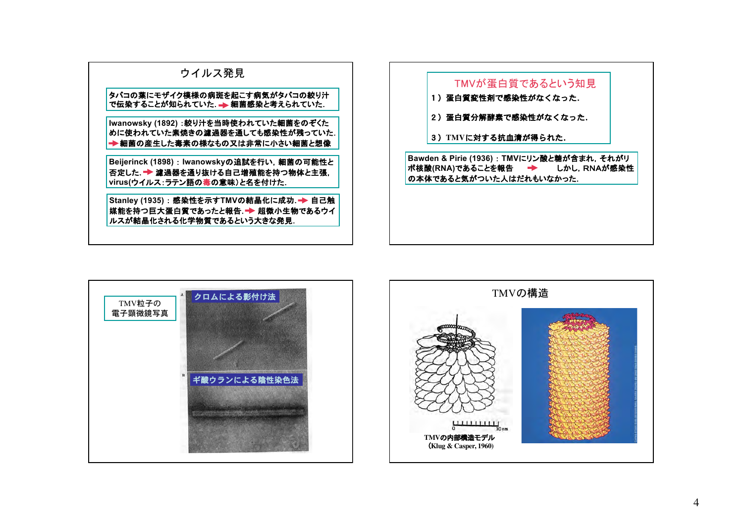## ウイルス発見

タバコの葉にモザイク模様の病斑を起こす病気がタバコの絞り汁で伝染することが知られていた. → 細菌感染と考えられていた.

Iwanowsky (1892) :絞り汁を当時使われていた細菌をのぞくために使われていた素焼きの濾過器を通しても感染性が残っていた. → 細菌の産生した毒素の様なもの又は非常に小さい細菌と想像

Beijerinck (1898) : Iwanowskyの追試を行い, 細菌の可能性と否定した. → 濾過器を通り抜ける自己増殖能を持つ物体と主張, virus(ウイルス:ラテン語の毒の意味)と名を付けた.

Stanley (1935) : 感染性を示すTMVの結晶化に成功. → 自己触媒能を持つ巨大蛋白質であったと報告. → 超微小生物であるウイルスが結晶化される化学物質であるという大きな発見.

## TMVが蛋白質であるという知見

1）蛋白質変性剤で感染性がなくなった.

2）蛋白質分解酵素で感染性がなくなった.

3）TMVに対する抗血清が得られた.

Bawden & Pirie (1936) : TMVにリン酸と糖が含まれ, それがリボ核酸(RNA)であることを報告 → しかし, RNAが感染性の本体であると気がついた人はだれもいなかった.

## TMV粒子の電子顕微鏡写真

A クロムによる影付け法

B ギ酸ウランによる陰性染色法

## TMVの構造

0 10 nm

TMVの内部構造モデル
(Klug & Casper, 1960)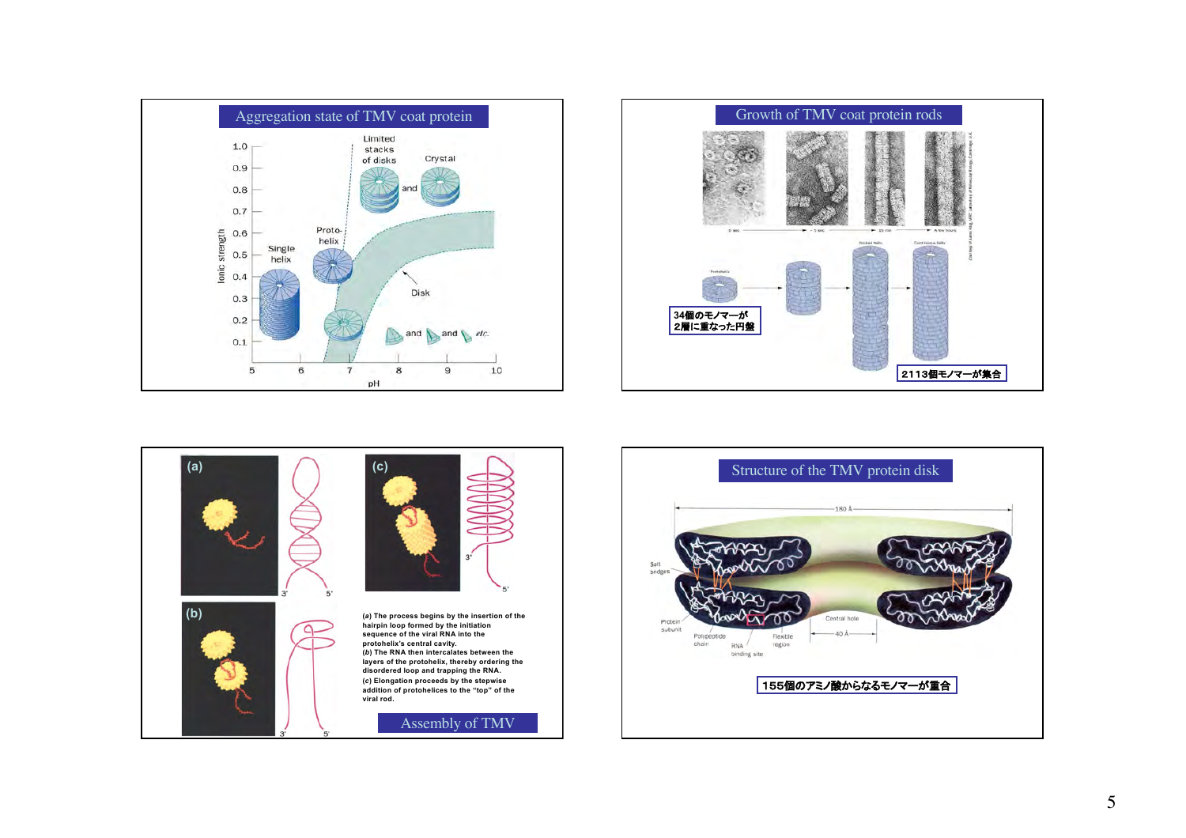## Aggregation state of TMV coat protein

1.0
0.9
0.8
0.7
0.6
0.5
0.4
0.3
0.2
0.1

Ionic strength

5 6 7 8 9 10

pH

Limited stacks of disks

and

Crystal

Proto-helix

Single helix

Disk

and and etc.

## Growth of TMV coat protein rods

34個のモノマーが2層に重なった円盤

2113個モノマーが集合

## Assembly of TMV

(a) 3' 5'

(b) 3' 5'

(c) 3' 5'

(a) The process begins by the insertion of the hairpin loop formed by the initiation sequence of the viral RNA into the protohelix's central cavity.
(b) The RNA then intercalates between the layers of the protohelix, thereby ordering the disordered loop and trapping the RNA.
(c) Elongation proceeds by the stepwise addition of protohelices to the "top" of the viral rod.

## Structure of the TMV protein disk

180 Å

Salt bridges

Protein subunit

Polypeptide chain

RNA binding site

Flexible region

Central hole

40 Å

155個のアミノ酸からなるモノマーが重合